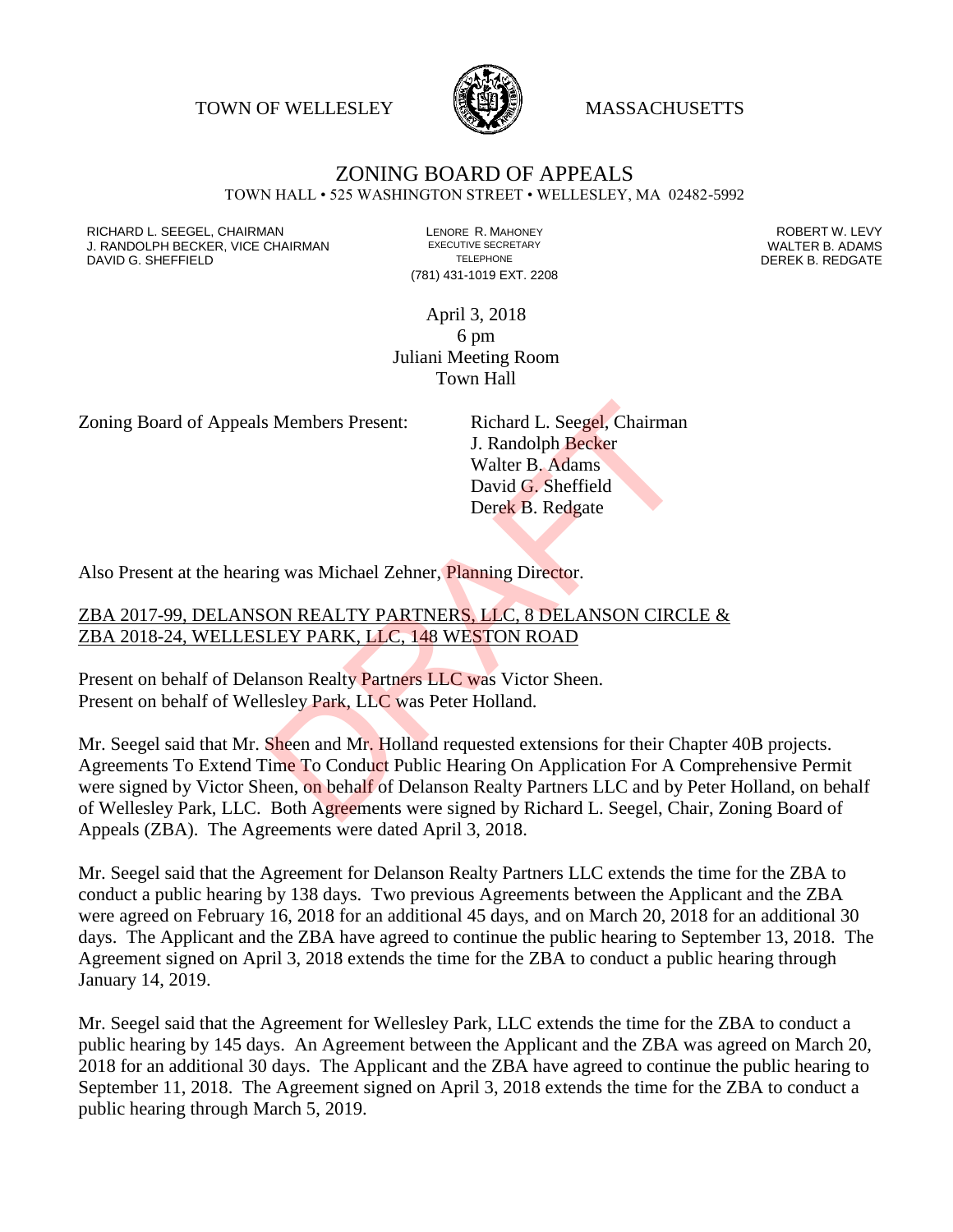TOWN OF WELLESLEY MASSACHUSETTS

# ZONING BOARD OF APPEALS

TOWN HALL • 525 WASHINGTON STREET • WELLESLEY, MA 02482-5992

RICHARD L. SEEGEL, CHAIRMAN
J. RANDOLPH BECKER, VICE CHAIRMAN
DAVID G. SHEFFIELD

LENORE R. MAHONEY
EXECUTIVE SECRETARY
TELEPHONE
(781) 431-1019 EXT. 2208

ROBERT W. LEVY
WALTER B. ADAMS
DEREK B. REDGATE

April 3, 2018
6 pm
Juliani Meeting Room
Town Hall

Zoning Board of Appeals Members Present:

Richard L. Seegel, Chairman
J. Randolph Becker
Walter B. Adams
David G. Sheffield
Derek B. Redgate

Also Present at the hearing was Michael Zehner, Planning Director.

ZBA 2017-99, DELANSON REALTY PARTNERS, LLC, 8 DELANSON CIRCLE &
ZBA 2018-24, WELLESLEY PARK, LLC, 148 WESTON ROAD

Present on behalf of Delanson Realty Partners LLC was Victor Sheen.
Present on behalf of Wellesley Park, LLC was Peter Holland.

Mr. Seegel said that Mr. Sheen and Mr. Holland requested extensions for their Chapter 40B projects. Agreements To Extend Time To Conduct Public Hearing On Application For A Comprehensive Permit were signed by Victor Sheen, on behalf of Delanson Realty Partners LLC and by Peter Holland, on behalf of Wellesley Park, LLC. Both Agreements were signed by Richard L. Seegel, Chair, Zoning Board of Appeals (ZBA). The Agreements were dated April 3, 2018.

Mr. Seegel said that the Agreement for Delanson Realty Partners LLC extends the time for the ZBA to conduct a public hearing by 138 days. Two previous Agreements between the Applicant and the ZBA were agreed on February 16, 2018 for an additional 45 days, and on March 20, 2018 for an additional 30 days. The Applicant and the ZBA have agreed to continue the public hearing to September 13, 2018. The Agreement signed on April 3, 2018 extends the time for the ZBA to conduct a public hearing through January 14, 2019.

Mr. Seegel said that the Agreement for Wellesley Park, LLC extends the time for the ZBA to conduct a public hearing by 145 days. An Agreement between the Applicant and the ZBA was agreed on March 20, 2018 for an additional 30 days. The Applicant and the ZBA have agreed to continue the public hearing to September 11, 2018. The Agreement signed on April 3, 2018 extends the time for the ZBA to conduct a public hearing through March 5, 2019.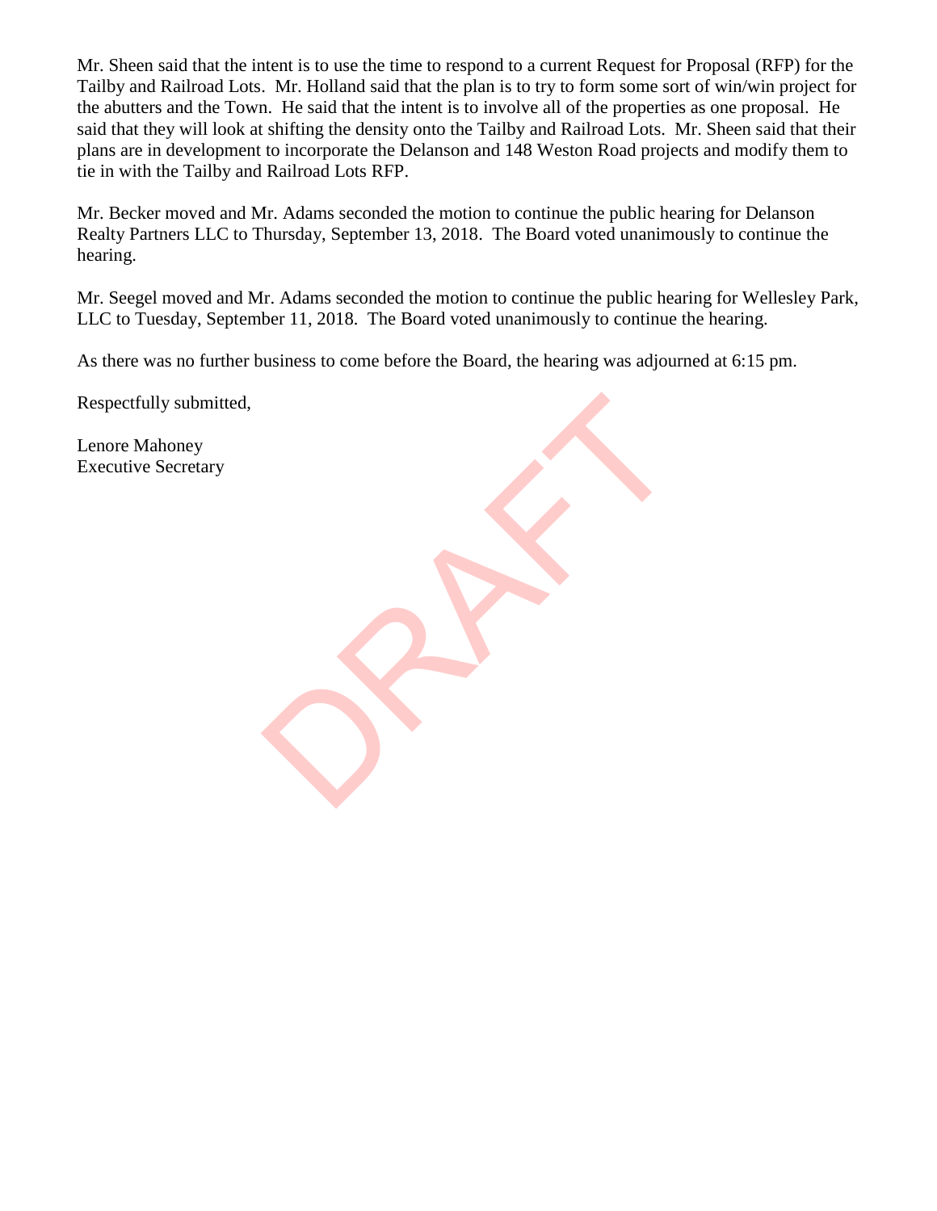Mr. Sheen said that the intent is to use the time to respond to a current Request for Proposal (RFP) for the Tailby and Railroad Lots. Mr. Holland said that the plan is to try to form some sort of win/win project for the abutters and the Town. He said that the intent is to involve all of the properties as one proposal. He said that they will look at shifting the density onto the Tailby and Railroad Lots. Mr. Sheen said that their plans are in development to incorporate the Delanson and 148 Weston Road projects and modify them to tie in with the Tailby and Railroad Lots RFP.

Mr. Becker moved and Mr. Adams seconded the motion to continue the public hearing for Delanson Realty Partners LLC to Thursday, September 13, 2018. The Board voted unanimously to continue the hearing.

Mr. Seegel moved and Mr. Adams seconded the motion to continue the public hearing for Wellesley Park, LLC to Tuesday, September 11, 2018. The Board voted unanimously to continue the hearing.

As there was no further business to come before the Board, the hearing was adjourned at 6:15 pm.

Respectfully submitted,

Lenore Mahoney
Executive Secretary